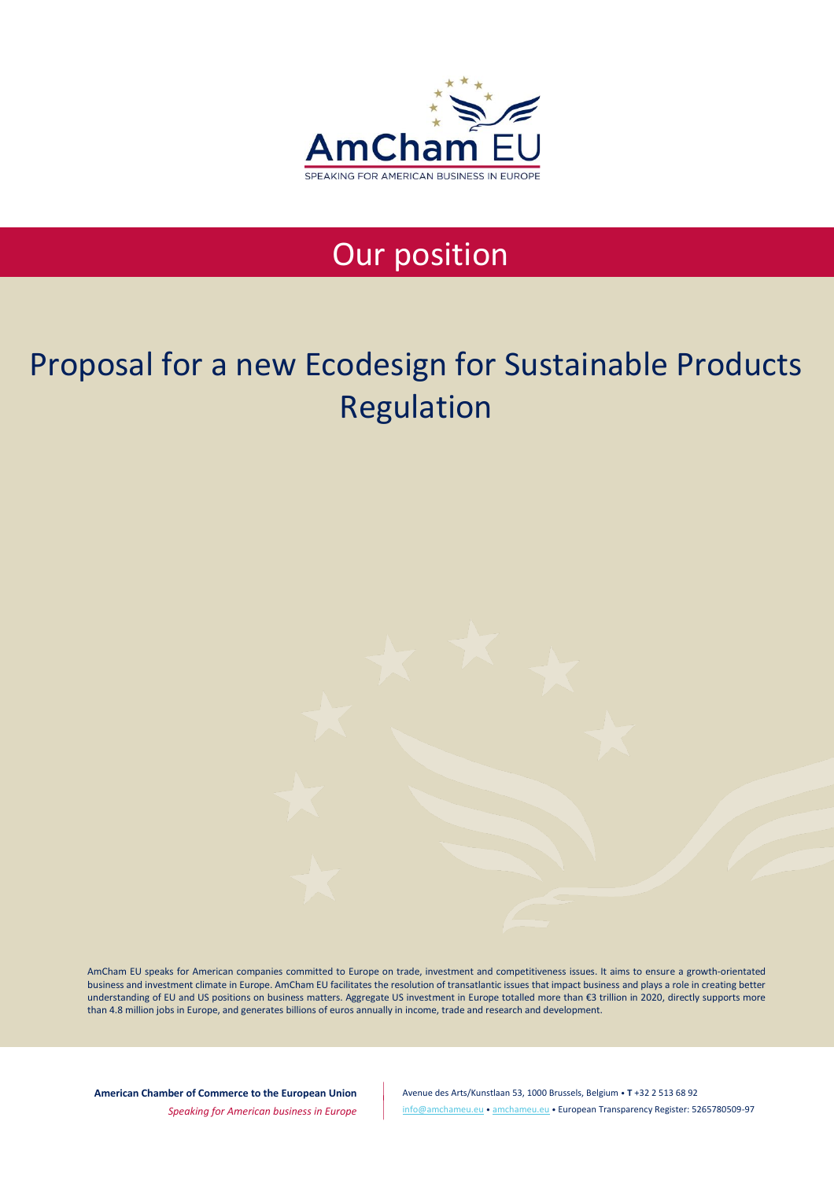AmCham EU

SPEAKING FOR AMERICAN BUSINESS IN EUROPE

# Our position

# Proposal for a new Ecodesign for Sustainable Products Regulation

AmCham EU speaks for American companies committed to Europe on trade, investment and competitiveness issues. It aims to ensure a growth-orientated business and investment climate in Europe. AmCham EU facilitates the resolution of transatlantic issues that impact business and plays a role in creating better understanding of EU and US positions on business matters. Aggregate US investment in Europe totalled more than €3 trillion in 2020, directly supports more than 4.8 million jobs in Europe, and generates billions of euros annually in income, trade and research and development.

**American Chamber of Commerce to the European Union**
*Speaking for American business in Europe*

Avenue des Arts/Kunstlaan 53, 1000 Brussels, Belgium • **T** +32 2 513 68 92
info@amchameu.eu • amchameu.eu • European Transparency Register: 5265780509-97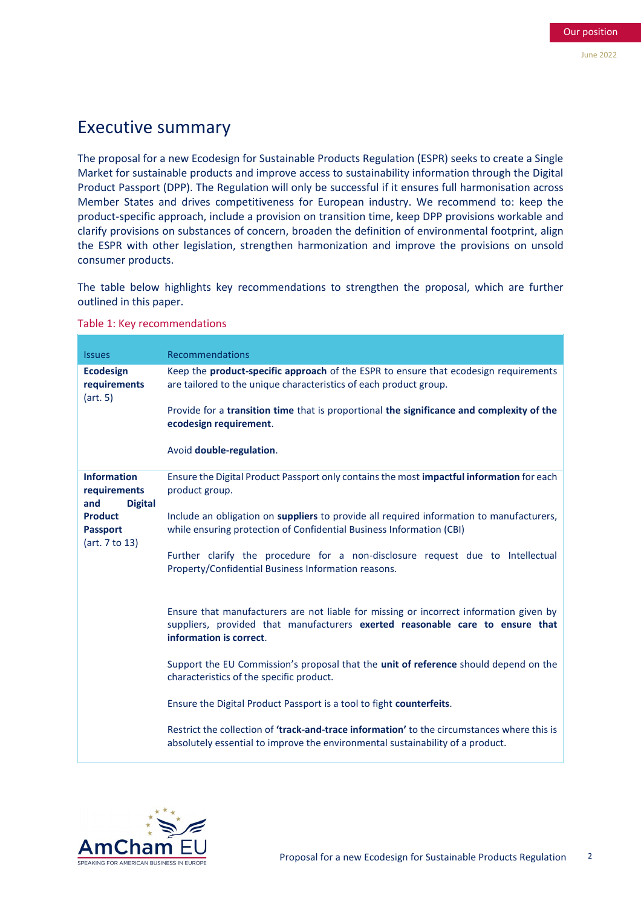## Executive summary

The proposal for a new Ecodesign for Sustainable Products Regulation (ESPR) seeks to create a Single Market for sustainable products and improve access to sustainability information through the Digital Product Passport (DPP). The Regulation will only be successful if it ensures full harmonisation across Member States and drives competitiveness for European industry. We recommend to: keep the product-specific approach, include a provision on transition time, keep DPP provisions workable and clarify provisions on substances of concern, broaden the definition of environmental footprint, align the ESPR with other legislation, strengthen harmonization and improve the provisions on unsold consumer products.

The table below highlights key recommendations to strengthen the proposal, which are further outlined in this paper.

Table 1: Key recommendations

| Issues | Recommendations |
|---|---|
| **Ecodesign requirements** (art. 5) | Keep the **product-specific approach** of the ESPR to ensure that ecodesign requirements are tailored to the unique characteristics of each product group.<br><br>Provide for a **transition time** that is proportional **the significance and complexity of the ecodesign requirement**.<br><br>Avoid **double-regulation**. |
| **Information requirements and Digital Product Passport** (art. 7 to 13) | Ensure the Digital Product Passport only contains the most **impactful information** for each product group.<br><br>Include an obligation on **suppliers** to provide all required information to manufacturers, while ensuring protection of Confidential Business Information (CBI)<br><br>Further clarify the procedure for a non-disclosure request due to Intellectual Property/Confidential Business Information reasons.<br><br>Ensure that manufacturers are not liable for missing or incorrect information given by suppliers, provided that manufacturers **exerted reasonable care to ensure that information is correct**.<br><br>Support the EU Commission's proposal that the **unit of reference** should depend on the characteristics of the specific product.<br><br>Ensure the Digital Product Passport is a tool to fight **counterfeits**.<br><br>Restrict the collection of **'track-and-trace information'** to the circumstances where this is absolutely essential to improve the environmental sustainability of a product. |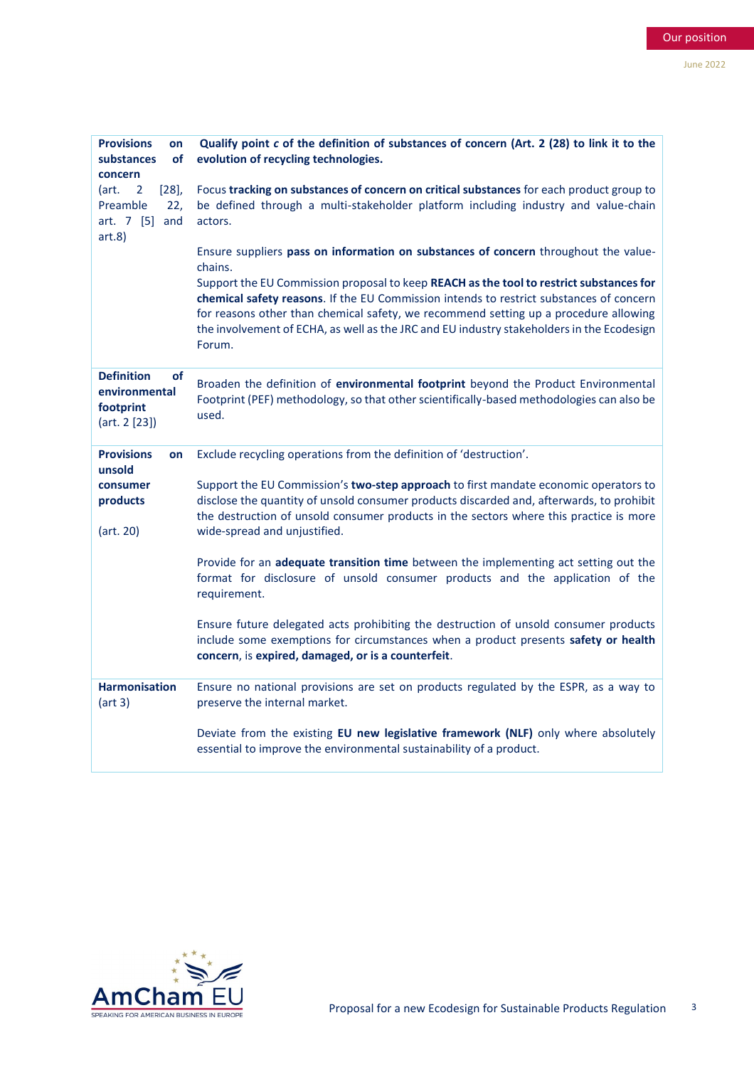| | |
|---|---|
| **Provisions on substances of concern** (art. 2 [28], Preamble 22, art. 7 [5] and art.8) | **Qualify point *c* of the definition of substances of concern (Art. 2 (28) to link it to the evolution of recycling technologies.**<br><br>Focus **tracking on substances of concern on critical substances** for each product group to be defined through a multi-stakeholder platform including industry and value-chain actors.<br><br>Ensure suppliers **pass on information on substances of concern** throughout the value-chains.<br>Support the EU Commission proposal to keep **REACH as the tool to restrict substances for chemical safety reasons**. If the EU Commission intends to restrict substances of concern for reasons other than chemical safety, we recommend setting up a procedure allowing the involvement of ECHA, as well as the JRC and EU industry stakeholders in the Ecodesign Forum. |
| **Definition of environmental footprint** (art. 2 [23]) | Broaden the definition of **environmental footprint** beyond the Product Environmental Footprint (PEF) methodology, so that other scientifically-based methodologies can also be used. |
| **Provisions on unsold consumer products** (art. 20) | Exclude recycling operations from the definition of 'destruction'.<br><br>Support the EU Commission's **two-step approach** to first mandate economic operators to disclose the quantity of unsold consumer products discarded and, afterwards, to prohibit the destruction of unsold consumer products in the sectors where this practice is more wide-spread and unjustified.<br><br>Provide for an **adequate transition time** between the implementing act setting out the format for disclosure of unsold consumer products and the application of the requirement.<br><br>Ensure future delegated acts prohibiting the destruction of unsold consumer products include some exemptions for circumstances when a product presents **safety or health concern**, is **expired, damaged, or is a counterfeit**. |
| **Harmonisation** (art 3) | Ensure no national provisions are set on products regulated by the ESPR, as a way to preserve the internal market.<br><br>Deviate from the existing **EU new legislative framework (NLF)** only where absolutely essential to improve the environmental sustainability of a product. |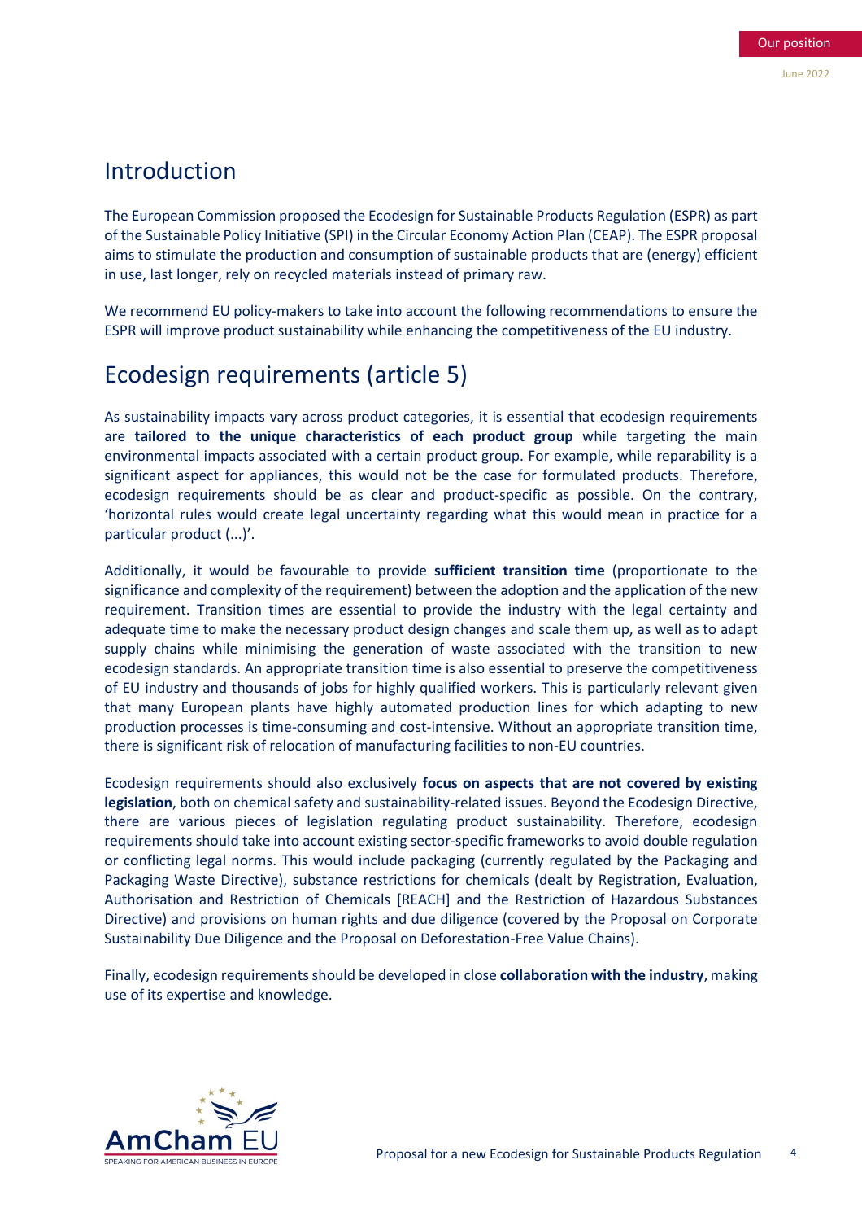## Introduction

The European Commission proposed the Ecodesign for Sustainable Products Regulation (ESPR) as part of the Sustainable Policy Initiative (SPI) in the Circular Economy Action Plan (CEAP). The ESPR proposal aims to stimulate the production and consumption of sustainable products that are (energy) efficient in use, last longer, rely on recycled materials instead of primary raw.

We recommend EU policy-makers to take into account the following recommendations to ensure the ESPR will improve product sustainability while enhancing the competitiveness of the EU industry.

## Ecodesign requirements (article 5)

As sustainability impacts vary across product categories, it is essential that ecodesign requirements are **tailored to the unique characteristics of each product group** while targeting the main environmental impacts associated with a certain product group. For example, while reparability is a significant aspect for appliances, this would not be the case for formulated products. Therefore, ecodesign requirements should be as clear and product-specific as possible. On the contrary, 'horizontal rules would create legal uncertainty regarding what this would mean in practice for a particular product (...)'.

Additionally, it would be favourable to provide **sufficient transition time** (proportionate to the significance and complexity of the requirement) between the adoption and the application of the new requirement. Transition times are essential to provide the industry with the legal certainty and adequate time to make the necessary product design changes and scale them up, as well as to adapt supply chains while minimising the generation of waste associated with the transition to new ecodesign standards. An appropriate transition time is also essential to preserve the competitiveness of EU industry and thousands of jobs for highly qualified workers. This is particularly relevant given that many European plants have highly automated production lines for which adapting to new production processes is time-consuming and cost-intensive. Without an appropriate transition time, there is significant risk of relocation of manufacturing facilities to non-EU countries.

Ecodesign requirements should also exclusively **focus on aspects that are not covered by existing legislation**, both on chemical safety and sustainability-related issues. Beyond the Ecodesign Directive, there are various pieces of legislation regulating product sustainability. Therefore, ecodesign requirements should take into account existing sector-specific frameworks to avoid double regulation or conflicting legal norms. This would include packaging (currently regulated by the Packaging and Packaging Waste Directive), substance restrictions for chemicals (dealt by Registration, Evaluation, Authorisation and Restriction of Chemicals [REACH] and the Restriction of Hazardous Substances Directive) and provisions on human rights and due diligence (covered by the Proposal on Corporate Sustainability Due Diligence and the Proposal on Deforestation-Free Value Chains).

Finally, ecodesign requirements should be developed in close **collaboration with the industry**, making use of its expertise and knowledge.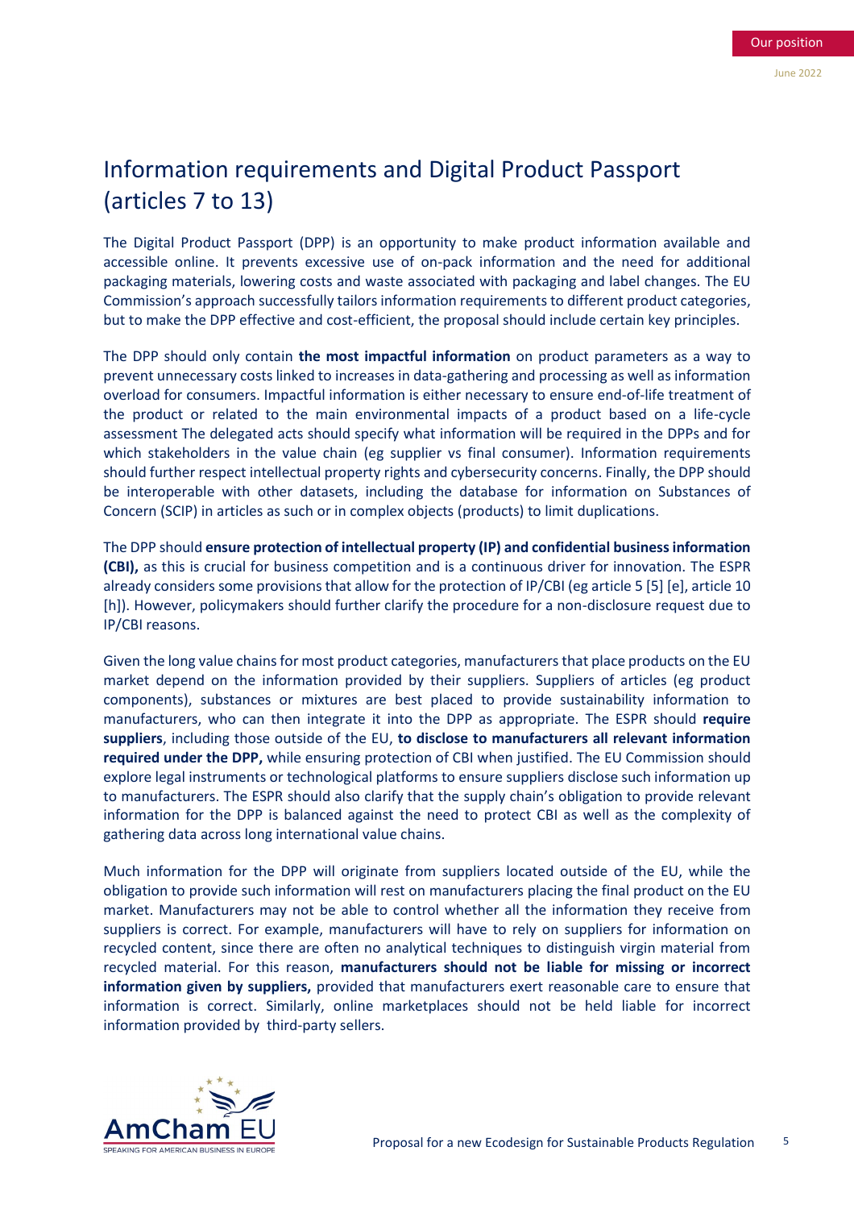# Information requirements and Digital Product Passport (articles 7 to 13)

The Digital Product Passport (DPP) is an opportunity to make product information available and accessible online. It prevents excessive use of on-pack information and the need for additional packaging materials, lowering costs and waste associated with packaging and label changes. The EU Commission's approach successfully tailors information requirements to different product categories, but to make the DPP effective and cost-efficient, the proposal should include certain key principles.

The DPP should only contain **the most impactful information** on product parameters as a way to prevent unnecessary costs linked to increases in data-gathering and processing as well as information overload for consumers. Impactful information is either necessary to ensure end-of-life treatment of the product or related to the main environmental impacts of a product based on a life-cycle assessment The delegated acts should specify what information will be required in the DPPs and for which stakeholders in the value chain (eg supplier vs final consumer). Information requirements should further respect intellectual property rights and cybersecurity concerns. Finally, the DPP should be interoperable with other datasets, including the database for information on Substances of Concern (SCIP) in articles as such or in complex objects (products) to limit duplications.

The DPP should **ensure protection of intellectual property (IP) and confidential business information (CBI),** as this is crucial for business competition and is a continuous driver for innovation. The ESPR already considers some provisions that allow for the protection of IP/CBI (eg article 5 [5] [e], article 10 [h]). However, policymakers should further clarify the procedure for a non-disclosure request due to IP/CBI reasons.

Given the long value chains for most product categories, manufacturers that place products on the EU market depend on the information provided by their suppliers. Suppliers of articles (eg product components), substances or mixtures are best placed to provide sustainability information to manufacturers, who can then integrate it into the DPP as appropriate. The ESPR should **require suppliers**, including those outside of the EU, **to disclose to manufacturers all relevant information required under the DPP,** while ensuring protection of CBI when justified. The EU Commission should explore legal instruments or technological platforms to ensure suppliers disclose such information up to manufacturers. The ESPR should also clarify that the supply chain's obligation to provide relevant information for the DPP is balanced against the need to protect CBI as well as the complexity of gathering data across long international value chains.

Much information for the DPP will originate from suppliers located outside of the EU, while the obligation to provide such information will rest on manufacturers placing the final product on the EU market. Manufacturers may not be able to control whether all the information they receive from suppliers is correct. For example, manufacturers will have to rely on suppliers for information on recycled content, since there are often no analytical techniques to distinguish virgin material from recycled material. For this reason, **manufacturers should not be liable for missing or incorrect information given by suppliers,** provided that manufacturers exert reasonable care to ensure that information is correct. Similarly, online marketplaces should not be held liable for incorrect information provided by third-party sellers.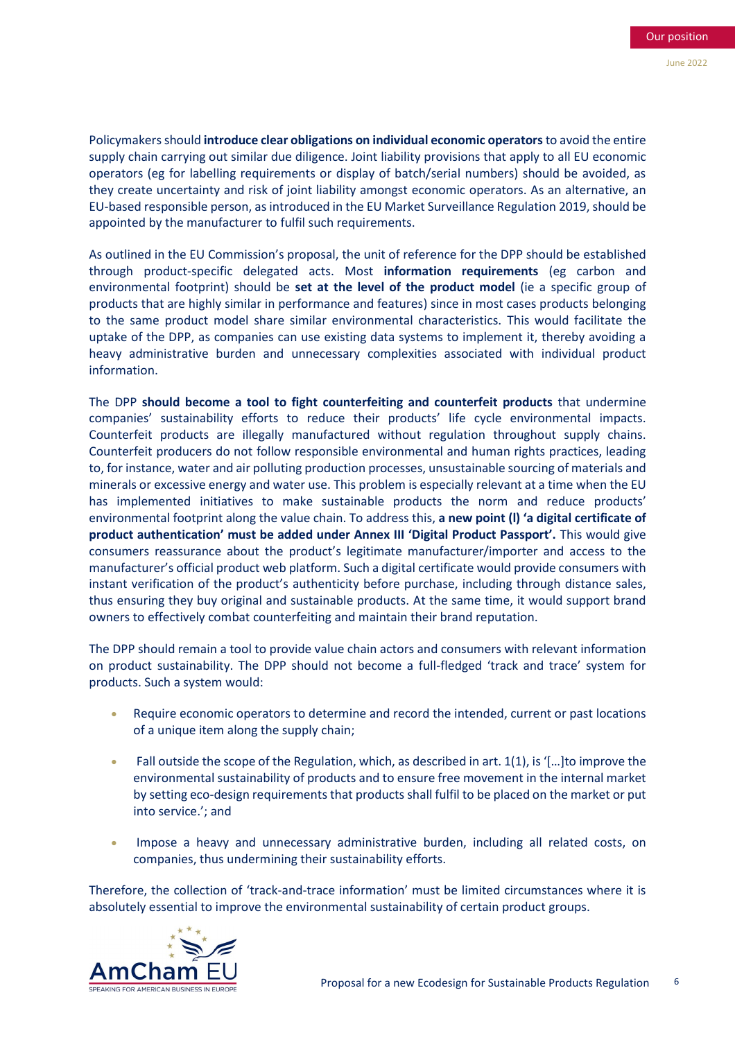Policymakers should **introduce clear obligations on individual economic operators** to avoid the entire supply chain carrying out similar due diligence. Joint liability provisions that apply to all EU economic operators (eg for labelling requirements or display of batch/serial numbers) should be avoided, as they create uncertainty and risk of joint liability amongst economic operators. As an alternative, an EU-based responsible person, as introduced in the EU Market Surveillance Regulation 2019, should be appointed by the manufacturer to fulfil such requirements.

As outlined in the EU Commission's proposal, the unit of reference for the DPP should be established through product-specific delegated acts. Most **information requirements** (eg carbon and environmental footprint) should be **set at the level of the product model** (ie a specific group of products that are highly similar in performance and features) since in most cases products belonging to the same product model share similar environmental characteristics. This would facilitate the uptake of the DPP, as companies can use existing data systems to implement it, thereby avoiding a heavy administrative burden and unnecessary complexities associated with individual product information.

The DPP **should become a tool to fight counterfeiting and counterfeit products** that undermine companies' sustainability efforts to reduce their products' life cycle environmental impacts. Counterfeit products are illegally manufactured without regulation throughout supply chains. Counterfeit producers do not follow responsible environmental and human rights practices, leading to, for instance, water and air polluting production processes, unsustainable sourcing of materials and minerals or excessive energy and water use. This problem is especially relevant at a time when the EU has implemented initiatives to make sustainable products the norm and reduce products' environmental footprint along the value chain. To address this, **a new point (l) 'a digital certificate of product authentication' must be added under Annex III 'Digital Product Passport'.** This would give consumers reassurance about the product's legitimate manufacturer/importer and access to the manufacturer's official product web platform. Such a digital certificate would provide consumers with instant verification of the product's authenticity before purchase, including through distance sales, thus ensuring they buy original and sustainable products. At the same time, it would support brand owners to effectively combat counterfeiting and maintain their brand reputation.

The DPP should remain a tool to provide value chain actors and consumers with relevant information on product sustainability. The DPP should not become a full-fledged 'track and trace' system for products. Such a system would:

- Require economic operators to determine and record the intended, current or past locations of a unique item along the supply chain;
- Fall outside the scope of the Regulation, which, as described in art. 1(1), is '[…]to improve the environmental sustainability of products and to ensure free movement in the internal market by setting eco-design requirements that products shall fulfil to be placed on the market or put into service.'; and
- Impose a heavy and unnecessary administrative burden, including all related costs, on companies, thus undermining their sustainability efforts.

Therefore, the collection of 'track-and-trace information' must be limited circumstances where it is absolutely essential to improve the environmental sustainability of certain product groups.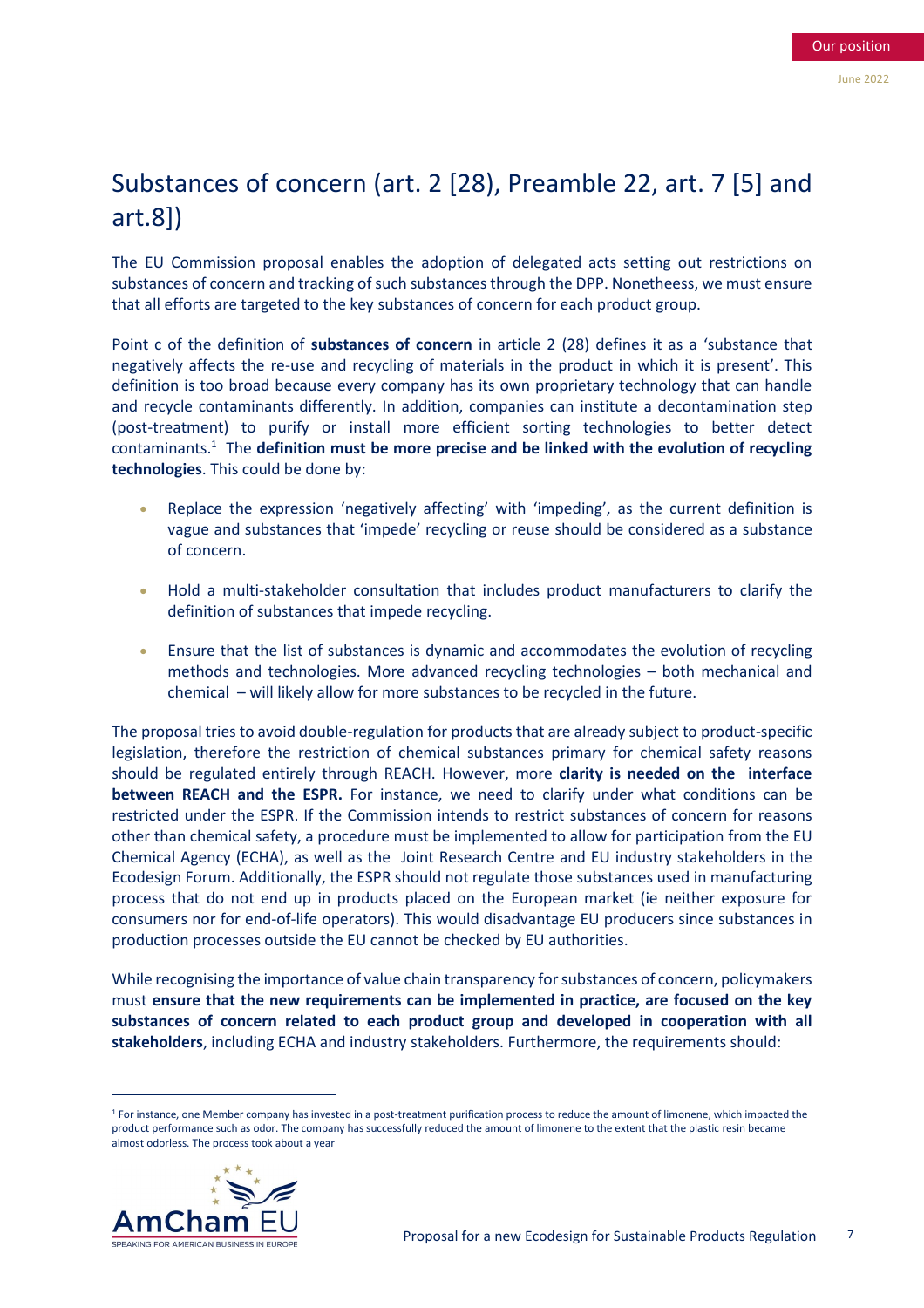# Substances of concern (art. 2 [28), Preamble 22, art. 7 [5] and art.8])

The EU Commission proposal enables the adoption of delegated acts setting out restrictions on substances of concern and tracking of such substances through the DPP. Nonetheess, we must ensure that all efforts are targeted to the key substances of concern for each product group.

Point c of the definition of **substances of concern** in article 2 (28) defines it as a 'substance that negatively affects the re-use and recycling of materials in the product in which it is present'. This definition is too broad because every company has its own proprietary technology that can handle and recycle contaminants differently. In addition, companies can institute a decontamination step (post-treatment) to purify or install more efficient sorting technologies to better detect contaminants.[1] The **definition must be more precise and be linked with the evolution of recycling technologies**. This could be done by:

- Replace the expression 'negatively affecting' with 'impeding', as the current definition is vague and substances that 'impede' recycling or reuse should be considered as a substance of concern.
- Hold a multi-stakeholder consultation that includes product manufacturers to clarify the definition of substances that impede recycling.
- Ensure that the list of substances is dynamic and accommodates the evolution of recycling methods and technologies. More advanced recycling technologies – both mechanical and chemical – will likely allow for more substances to be recycled in the future.

The proposal tries to avoid double-regulation for products that are already subject to product-specific legislation, therefore the restriction of chemical substances primary for chemical safety reasons should be regulated entirely through REACH. However, more **clarity is needed on the interface between REACH and the ESPR.** For instance, we need to clarify under what conditions can be restricted under the ESPR. If the Commission intends to restrict substances of concern for reasons other than chemical safety, a procedure must be implemented to allow for participation from the EU Chemical Agency (ECHA), as well as the Joint Research Centre and EU industry stakeholders in the Ecodesign Forum. Additionally, the ESPR should not regulate those substances used in manufacturing process that do not end up in products placed on the European market (ie neither exposure for consumers nor for end-of-life operators). This would disadvantage EU producers since substances in production processes outside the EU cannot be checked by EU authorities.

While recognising the importance of value chain transparency for substances of concern, policymakers must **ensure that the new requirements can be implemented in practice, are focused on the key substances of concern related to each product group and developed in cooperation with all stakeholders**, including ECHA and industry stakeholders. Furthermore, the requirements should:

[1] For instance, one Member company has invested in a post-treatment purification process to reduce the amount of limonene, which impacted the product performance such as odor. The company has successfully reduced the amount of limonene to the extent that the plastic resin became almost odorless. The process took about a year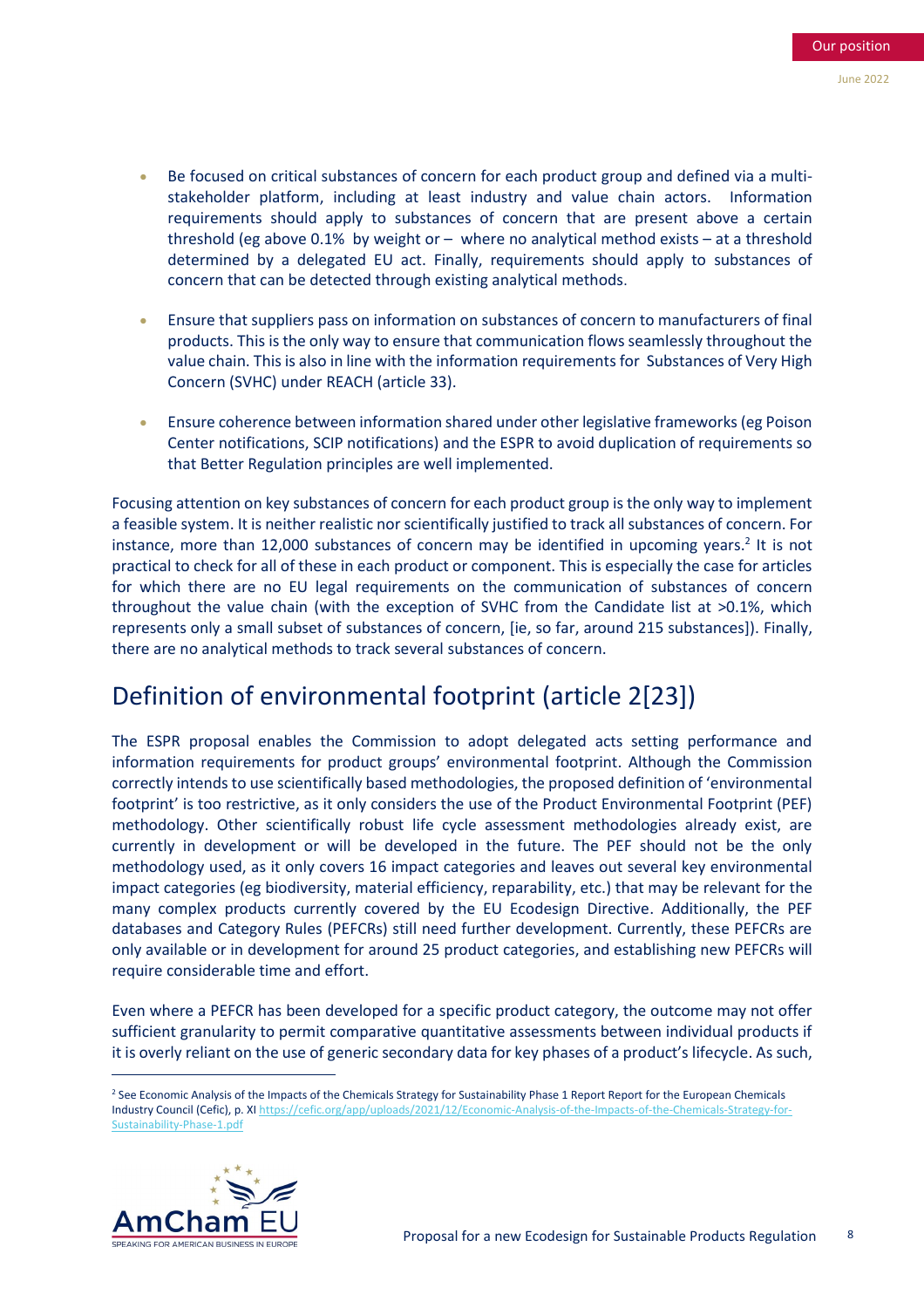- Be focused on critical substances of concern for each product group and defined via a multi-stakeholder platform, including at least industry and value chain actors. Information requirements should apply to substances of concern that are present above a certain threshold (eg above 0.1% by weight or – where no analytical method exists – at a threshold determined by a delegated EU act. Finally, requirements should apply to substances of concern that can be detected through existing analytical methods.
- Ensure that suppliers pass on information on substances of concern to manufacturers of final products. This is the only way to ensure that communication flows seamlessly throughout the value chain. This is also in line with the information requirements for Substances of Very High Concern (SVHC) under REACH (article 33).
- Ensure coherence between information shared under other legislative frameworks (eg Poison Center notifications, SCIP notifications) and the ESPR to avoid duplication of requirements so that Better Regulation principles are well implemented.

Focusing attention on key substances of concern for each product group is the only way to implement a feasible system. It is neither realistic nor scientifically justified to track all substances of concern. For instance, more than 12,000 substances of concern may be identified in upcoming years.[2] It is not practical to check for all of these in each product or component. This is especially the case for articles for which there are no EU legal requirements on the communication of substances of concern throughout the value chain (with the exception of SVHC from the Candidate list at >0.1%, which represents only a small subset of substances of concern, [ie, so far, around 215 substances]). Finally, there are no analytical methods to track several substances of concern.

## Definition of environmental footprint (article 2[23])

The ESPR proposal enables the Commission to adopt delegated acts setting performance and information requirements for product groups' environmental footprint. Although the Commission correctly intends to use scientifically based methodologies, the proposed definition of 'environmental footprint' is too restrictive, as it only considers the use of the Product Environmental Footprint (PEF) methodology. Other scientifically robust life cycle assessment methodologies already exist, are currently in development or will be developed in the future. The PEF should not be the only methodology used, as it only covers 16 impact categories and leaves out several key environmental impact categories (eg biodiversity, material efficiency, reparability, etc.) that may be relevant for the many complex products currently covered by the EU Ecodesign Directive. Additionally, the PEF databases and Category Rules (PEFCRs) still need further development. Currently, these PEFCRs are only available or in development for around 25 product categories, and establishing new PEFCRs will require considerable time and effort.

Even where a PEFCR has been developed for a specific product category, the outcome may not offer sufficient granularity to permit comparative quantitative assessments between individual products if it is overly reliant on the use of generic secondary data for key phases of a product's lifecycle. As such,

---

[2] See Economic Analysis of the Impacts of the Chemicals Strategy for Sustainability Phase 1 Report Report for the European Chemicals Industry Council (Cefic), p. XI https://cefic.org/app/uploads/2021/12/Economic-Analysis-of-the-Impacts-of-the-Chemicals-Strategy-for-Sustainability-Phase-1.pdf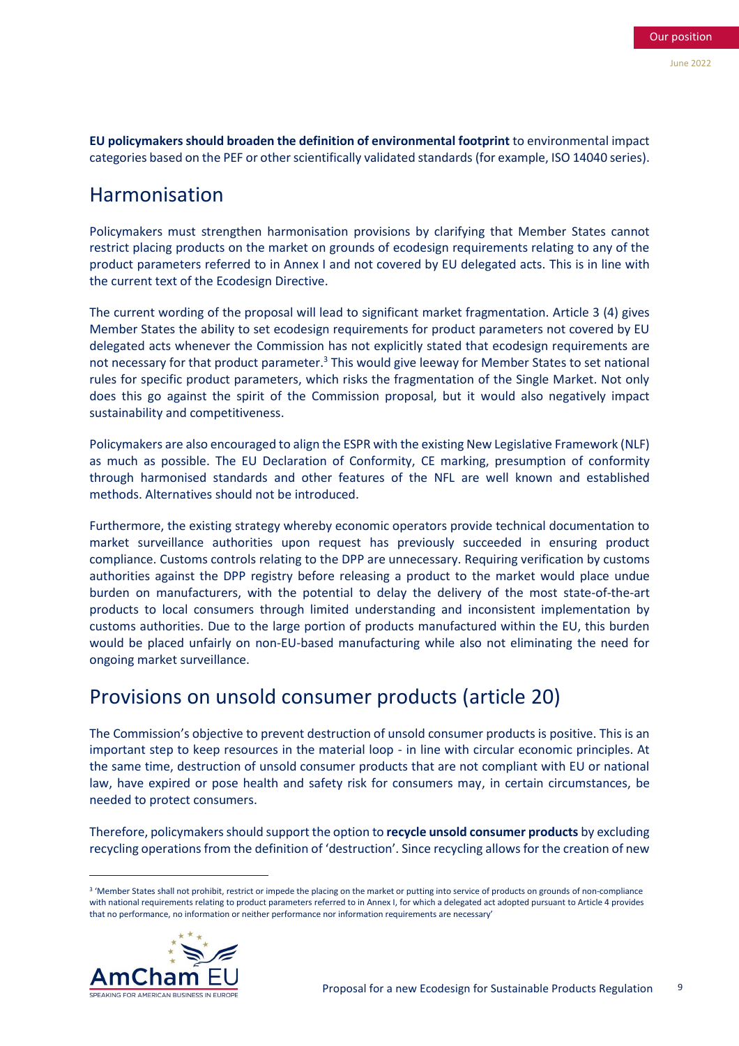**EU policymakers should broaden the definition of environmental footprint** to environmental impact categories based on the PEF or other scientifically validated standards (for example, ISO 14040 series).

## Harmonisation

Policymakers must strengthen harmonisation provisions by clarifying that Member States cannot restrict placing products on the market on grounds of ecodesign requirements relating to any of the product parameters referred to in Annex I and not covered by EU delegated acts. This is in line with the current text of the Ecodesign Directive.

The current wording of the proposal will lead to significant market fragmentation. Article 3 (4) gives Member States the ability to set ecodesign requirements for product parameters not covered by EU delegated acts whenever the Commission has not explicitly stated that ecodesign requirements are not necessary for that product parameter.[3] This would give leeway for Member States to set national rules for specific product parameters, which risks the fragmentation of the Single Market. Not only does this go against the spirit of the Commission proposal, but it would also negatively impact sustainability and competitiveness.

Policymakers are also encouraged to align the ESPR with the existing New Legislative Framework (NLF) as much as possible. The EU Declaration of Conformity, CE marking, presumption of conformity through harmonised standards and other features of the NLF are well known and established methods. Alternatives should not be introduced.

Furthermore, the existing strategy whereby economic operators provide technical documentation to market surveillance authorities upon request has previously succeeded in ensuring product compliance. Customs controls relating to the DPP are unnecessary. Requiring verification by customs authorities against the DPP registry before releasing a product to the market would place undue burden on manufacturers, with the potential to delay the delivery of the most state-of-the-art products to local consumers through limited understanding and inconsistent implementation by customs authorities. Due to the large portion of products manufactured within the EU, this burden would be placed unfairly on non-EU-based manufacturing while also not eliminating the need for ongoing market surveillance.

## Provisions on unsold consumer products (article 20)

The Commission's objective to prevent destruction of unsold consumer products is positive. This is an important step to keep resources in the material loop - in line with circular economic principles. At the same time, destruction of unsold consumer products that are not compliant with EU or national law, have expired or pose health and safety risk for consumers may, in certain circumstances, be needed to protect consumers.

Therefore, policymakers should support the option to **recycle unsold consumer products** by excluding recycling operations from the definition of 'destruction'. Since recycling allows for the creation of new

[3] 'Member States shall not prohibit, restrict or impede the placing on the market or putting into service of products on grounds of non-compliance with national requirements relating to product parameters referred to in Annex I, for which a delegated act adopted pursuant to Article 4 provides that no performance, no information or neither performance nor information requirements are necessary'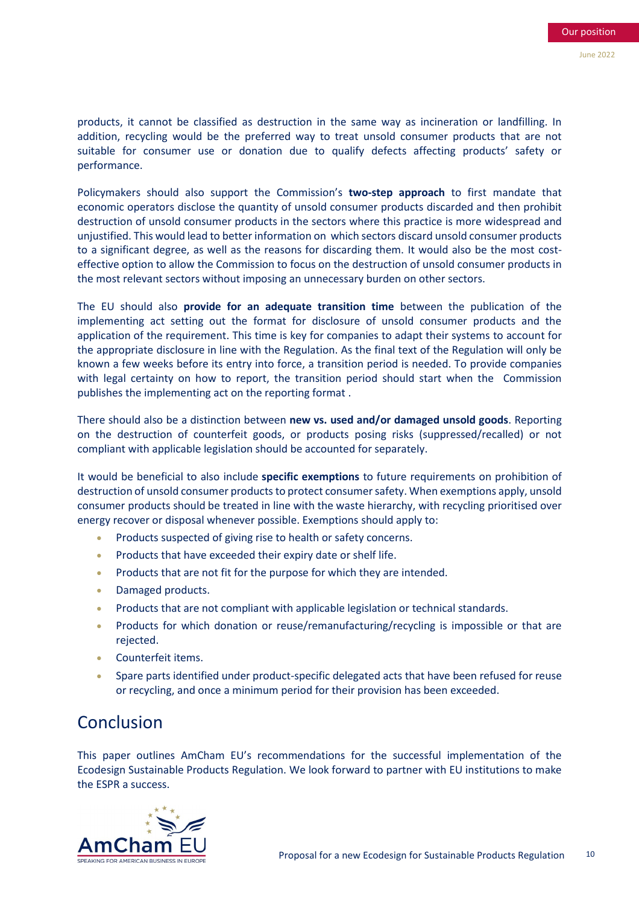products, it cannot be classified as destruction in the same way as incineration or landfilling. In addition, recycling would be the preferred way to treat unsold consumer products that are not suitable for consumer use or donation due to qualify defects affecting products' safety or performance.

Policymakers should also support the Commission's **two-step approach** to first mandate that economic operators disclose the quantity of unsold consumer products discarded and then prohibit destruction of unsold consumer products in the sectors where this practice is more widespread and unjustified. This would lead to better information on which sectors discard unsold consumer products to a significant degree, as well as the reasons for discarding them. It would also be the most cost-effective option to allow the Commission to focus on the destruction of unsold consumer products in the most relevant sectors without imposing an unnecessary burden on other sectors.

The EU should also **provide for an adequate transition time** between the publication of the implementing act setting out the format for disclosure of unsold consumer products and the application of the requirement. This time is key for companies to adapt their systems to account for the appropriate disclosure in line with the Regulation. As the final text of the Regulation will only be known a few weeks before its entry into force, a transition period is needed. To provide companies with legal certainty on how to report, the transition period should start when the Commission publishes the implementing act on the reporting format .

There should also be a distinction between **new vs. used and/or damaged unsold goods**. Reporting on the destruction of counterfeit goods, or products posing risks (suppressed/recalled) or not compliant with applicable legislation should be accounted for separately.

It would be beneficial to also include **specific exemptions** to future requirements on prohibition of destruction of unsold consumer products to protect consumer safety. When exemptions apply, unsold consumer products should be treated in line with the waste hierarchy, with recycling prioritised over energy recover or disposal whenever possible. Exemptions should apply to:

- Products suspected of giving rise to health or safety concerns.
- Products that have exceeded their expiry date or shelf life.
- Products that are not fit for the purpose for which they are intended.
- Damaged products.
- Products that are not compliant with applicable legislation or technical standards.
- Products for which donation or reuse/remanufacturing/recycling is impossible or that are rejected.
- Counterfeit items.
- Spare parts identified under product-specific delegated acts that have been refused for reuse or recycling, and once a minimum period for their provision has been exceeded.

## Conclusion

This paper outlines AmCham EU's recommendations for the successful implementation of the Ecodesign Sustainable Products Regulation. We look forward to partner with EU institutions to make the ESPR a success.